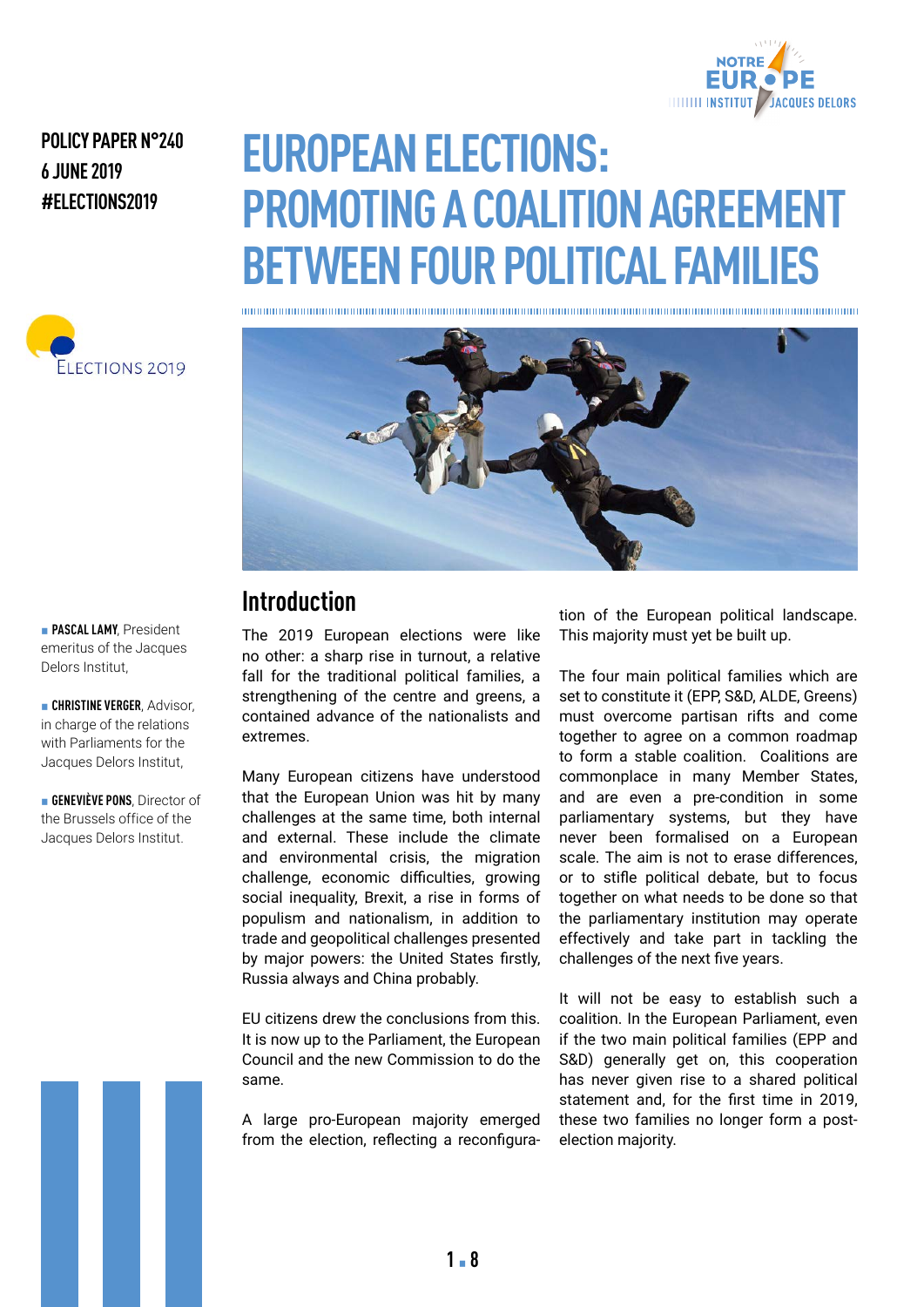POLICY PAPER N°240
6 JUNE 2019
#ELECTIONS2019

# EUROPEAN ELECTIONS: PROMOTING A COALITION AGREEMENT BETWEEN FOUR POLITICAL FAMILIES

ELECTIONS 2019

- **PASCAL LAMY**, President emeritus of the Jacques Delors Institut,
- **CHRISTINE VERGER**, Advisor, in charge of the relations with Parliaments for the Jacques Delors Institut,
- **GENEVIÈVE PONS**, Director of the Brussels office of the Jacques Delors Institut.

## Introduction

The 2019 European elections were like no other: a sharp rise in turnout, a relative fall for the traditional political families, a strengthening of the centre and greens, a contained advance of the nationalists and extremes.

Many European citizens have understood that the European Union was hit by many challenges at the same time, both internal and external. These include the climate and environmental crisis, the migration challenge, economic difficulties, growing social inequality, Brexit, a rise in forms of populism and nationalism, in addition to trade and geopolitical challenges presented by major powers: the United States firstly, Russia always and China probably.

EU citizens drew the conclusions from this. It is now up to the Parliament, the European Council and the new Commission to do the same.

A large pro-European majority emerged from the election, reflecting a reconfiguration of the European political landscape. This majority must yet be built up.

The four main political families which are set to constitute it (EPP, S&D, ALDE, Greens) must overcome partisan rifts and come together to agree on a common roadmap to form a stable coalition. Coalitions are commonplace in many Member States, and are even a pre-condition in some parliamentary systems, but they have never been formalised on a European scale. The aim is not to erase differences, or to stifle political debate, but to focus together on what needs to be done so that the parliamentary institution may operate effectively and take part in tackling the challenges of the next five years.

It will not be easy to establish such a coalition. In the European Parliament, even if the two main political families (EPP and S&D) generally get on, this cooperation has never given rise to a shared political statement and, for the first time in 2019, these two families no longer form a post-election majority.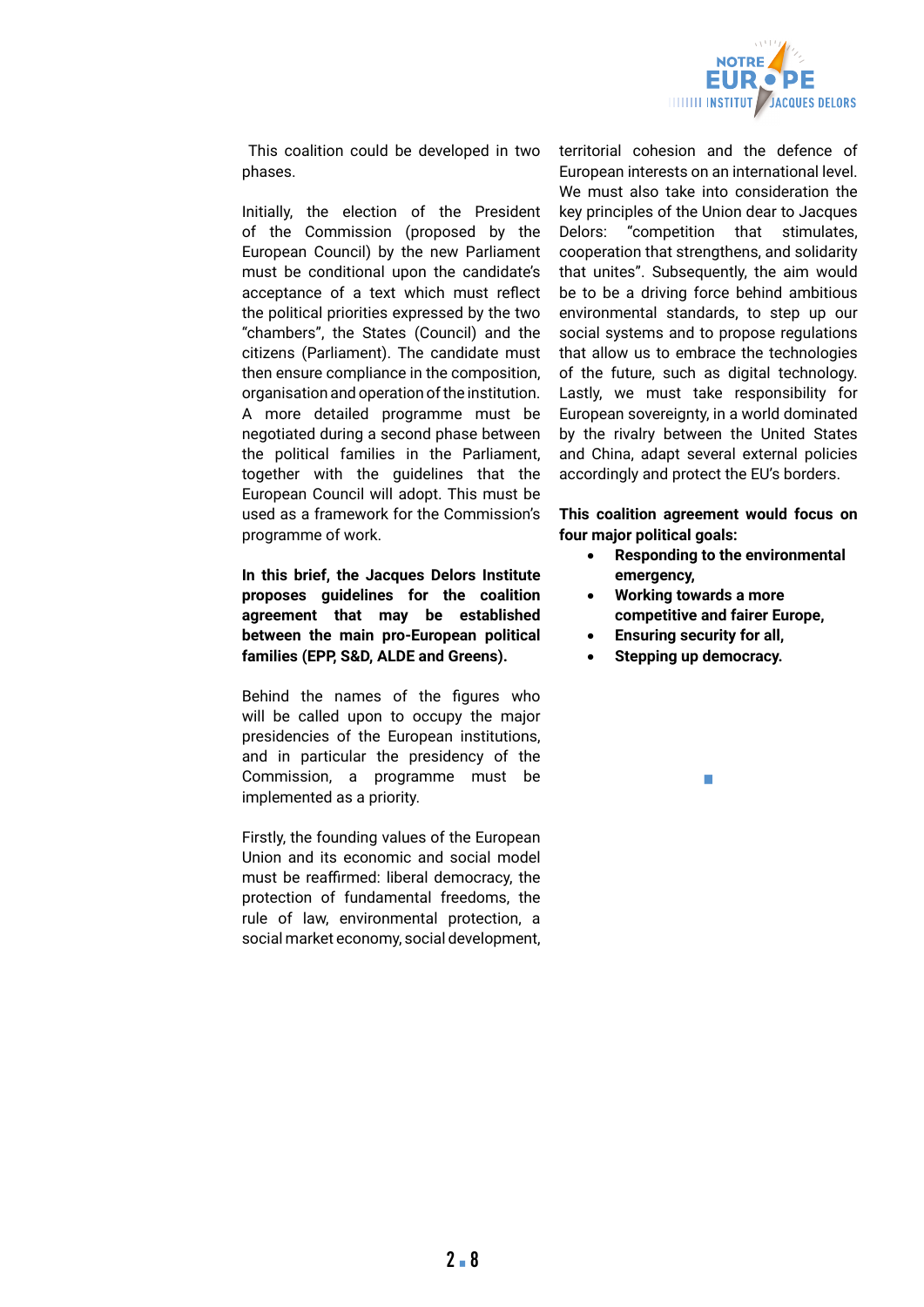This coalition could be developed in two phases.

Initially, the election of the President of the Commission (proposed by the European Council) by the new Parliament must be conditional upon the candidate's acceptance of a text which must reflect the political priorities expressed by the two "chambers", the States (Council) and the citizens (Parliament). The candidate must then ensure compliance in the composition, organisation and operation of the institution. A more detailed programme must be negotiated during a second phase between the political families in the Parliament, together with the guidelines that the European Council will adopt. This must be used as a framework for the Commission's programme of work.

**In this brief, the Jacques Delors Institute proposes guidelines for the coalition agreement that may be established between the main pro-European political families (EPP, S&D, ALDE and Greens).**

Behind the names of the figures who will be called upon to occupy the major presidencies of the European institutions, and in particular the presidency of the Commission, a programme must be implemented as a priority.

Firstly, the founding values of the European Union and its economic and social model must be reaffirmed: liberal democracy, the protection of fundamental freedoms, the rule of law, environmental protection, a social market economy, social development, territorial cohesion and the defence of European interests on an international level. We must also take into consideration the key principles of the Union dear to Jacques Delors: "competition that stimulates, cooperation that strengthens, and solidarity that unites". Subsequently, the aim would be to be a driving force behind ambitious environmental standards, to step up our social systems and to propose regulations that allow us to embrace the technologies of the future, such as digital technology. Lastly, we must take responsibility for European sovereignty, in a world dominated by the rivalry between the United States and China, adapt several external policies accordingly and protect the EU's borders.

**This coalition agreement would focus on four major political goals:**

- **Responding to the environmental emergency,**
- **Working towards a more competitive and fairer Europe,**
- **Ensuring security for all,**
- **Stepping up democracy.**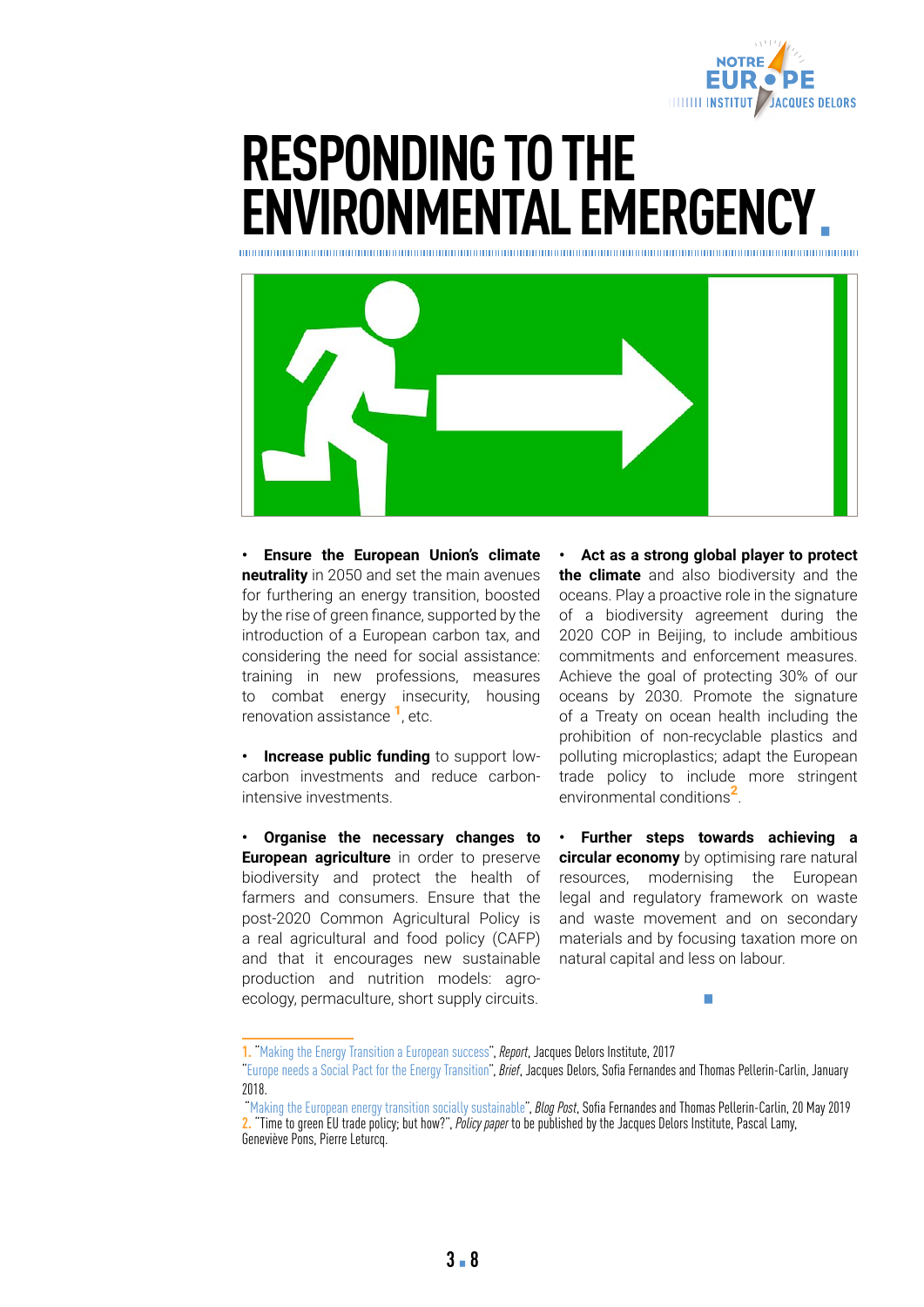# RESPONDING TO THE ENVIRONMENTAL EMERGENCY

- **Ensure the European Union's climate neutrality** in 2050 and set the main avenues for furthering an energy transition, boosted by the rise of green finance, supported by the introduction of a European carbon tax, and considering the need for social assistance: training in new professions, measures to combat energy insecurity, housing renovation assistance [1], etc.

- **Increase public funding** to support low-carbon investments and reduce carbon-intensive investments.

- **Organise the necessary changes to European agriculture** in order to preserve biodiversity and protect the health of farmers and consumers. Ensure that the post-2020 Common Agricultural Policy is a real agricultural and food policy (CAFP) and that it encourages new sustainable production and nutrition models: agro-ecology, permaculture, short supply circuits.

- **Act as a strong global player to protect the climate** and also biodiversity and the oceans. Play a proactive role in the signature of a biodiversity agreement during the 2020 COP in Beijing, to include ambitious commitments and enforcement measures. Achieve the goal of protecting 30% of our oceans by 2030. Promote the signature of a Treaty on ocean health including the prohibition of non-recyclable plastics and polluting microplastics; adapt the European trade policy to include more stringent environmental conditions [2].

- **Further steps towards achieving a circular economy** by optimising rare natural resources, modernising the European legal and regulatory framework on waste and waste movement and on secondary materials and by focusing taxation more on natural capital and less on labour.

---

1. "Making the Energy Transition a European success", *Report*, Jacques Delors Institute, 2017
"Europe needs a Social Pact for the Energy Transition", *Brief*, Jacques Delors, Sofia Fernandes and Thomas Pellerin-Carlin, January 2018.
"Making the European energy transition socially sustainable", *Blog Post*, Sofia Fernandes and Thomas Pellerin-Carlin, 20 May 2019
2. "Time to green EU trade policy; but how?", *Policy paper* to be published by the Jacques Delors Institute, Pascal Lamy, Geneviève Pons, Pierre Leturcq.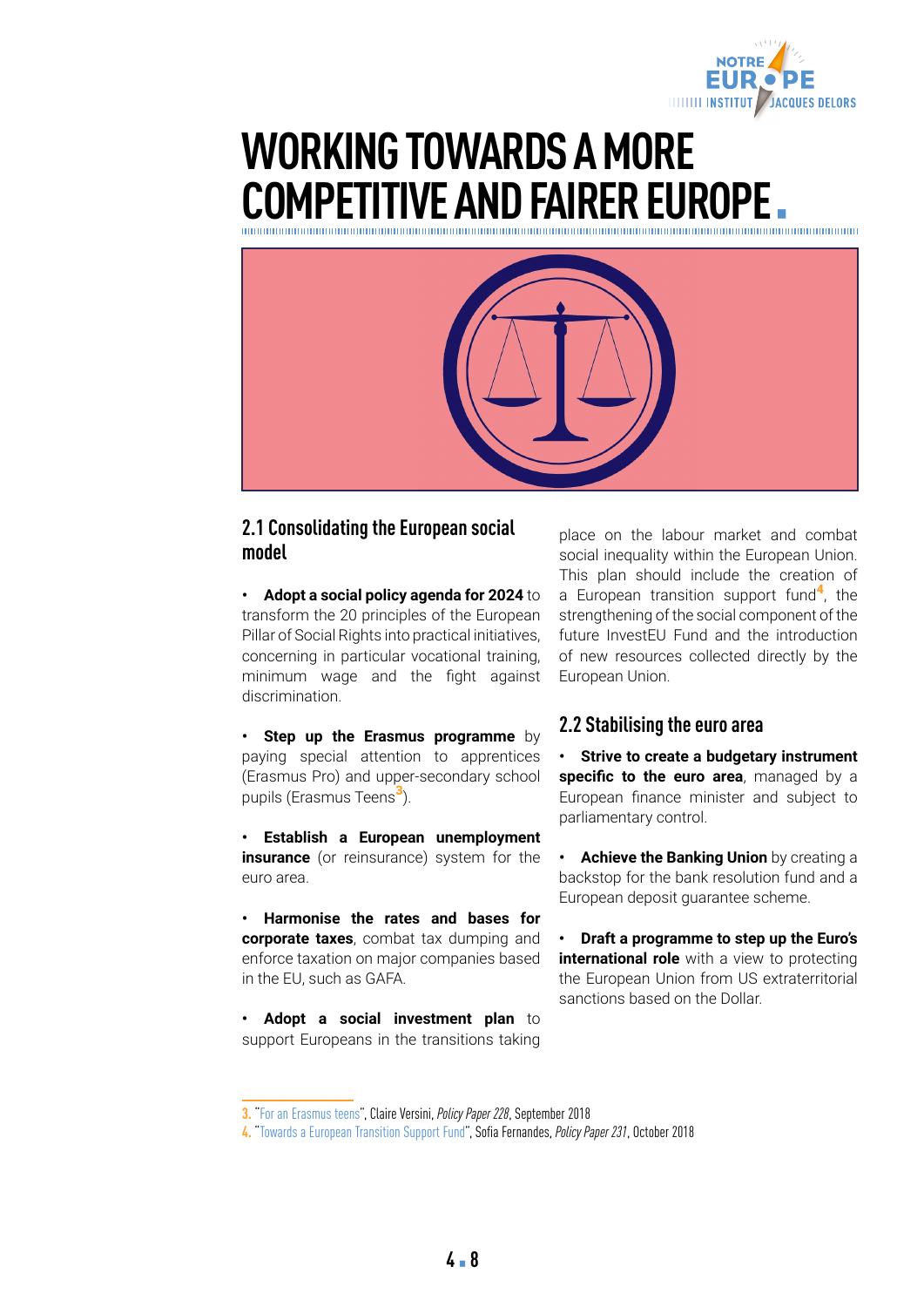# WORKING TOWARDS A MORE COMPETITIVE AND FAIRER EUROPE

## 2.1 Consolidating the European social model

- **Adopt a social policy agenda for 2024** to transform the 20 principles of the European Pillar of Social Rights into practical initiatives, concerning in particular vocational training, minimum wage and the fight against discrimination.

- **Step up the Erasmus programme** by paying special attention to apprentices (Erasmus Pro) and upper-secondary school pupils (Erasmus Teens[3]).

- **Establish a European unemployment insurance** (or reinsurance) system for the euro area.

- **Harmonise the rates and bases for corporate taxes**, combat tax dumping and enforce taxation on major companies based in the EU, such as GAFA.

- **Adopt a social investment plan** to support Europeans in the transitions taking place on the labour market and combat social inequality within the European Union. This plan should include the creation of a European transition support fund[4], the strengthening of the social component of the future InvestEU Fund and the introduction of new resources collected directly by the European Union.

## 2.2 Stabilising the euro area

- **Strive to create a budgetary instrument specific to the euro area**, managed by a European finance minister and subject to parliamentary control.

- **Achieve the Banking Union** by creating a backstop for the bank resolution fund and a European deposit guarantee scheme.

- **Draft a programme to step up the Euro's international role** with a view to protecting the European Union from US extraterritorial sanctions based on the Dollar.

---

3. "For an Erasmus teens", Claire Versini, *Policy Paper 228*, September 2018
4. "Towards a European Transition Support Fund", Sofia Fernandes, *Policy Paper 231*, October 2018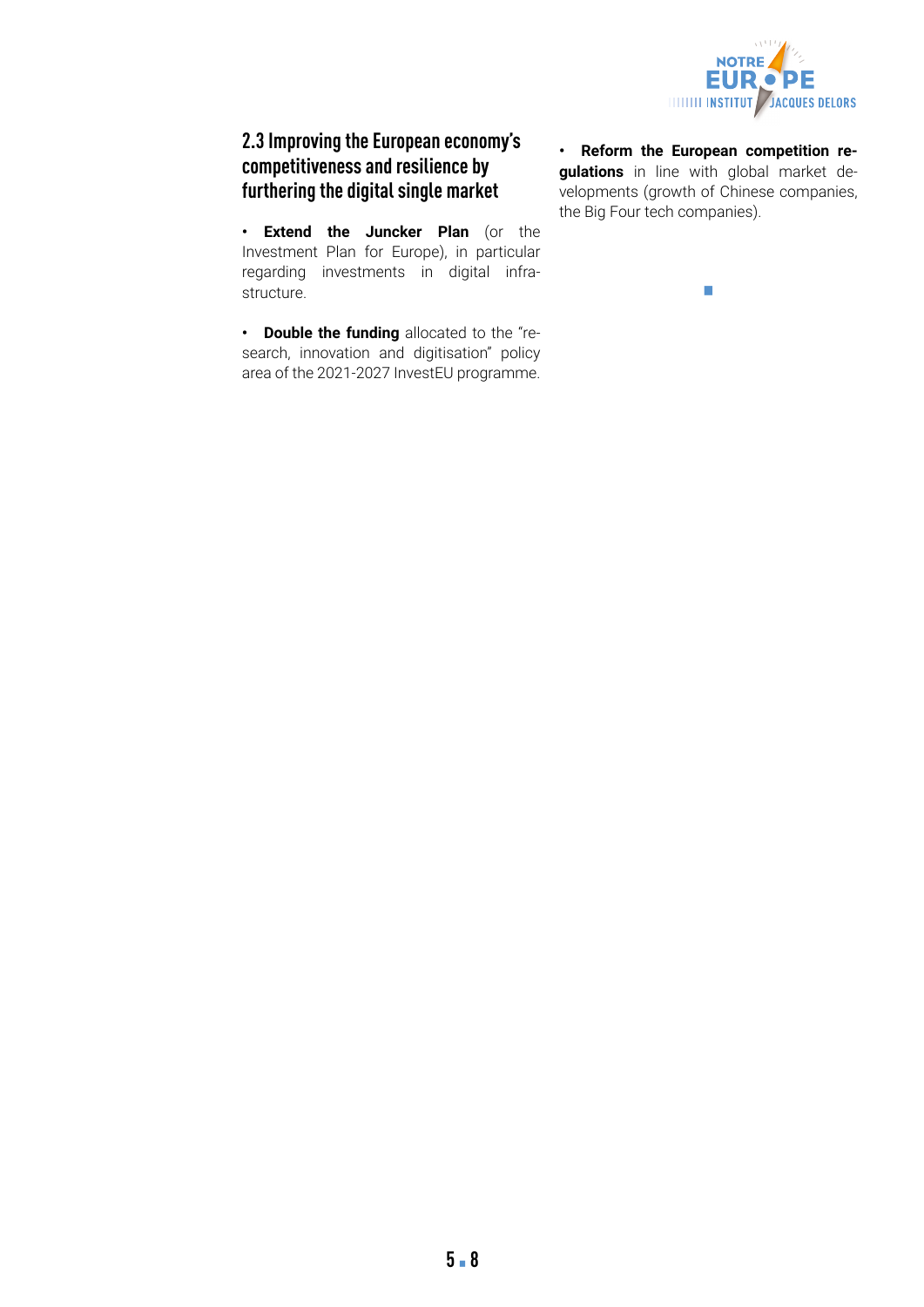## 2.3 Improving the European economy's competitiveness and resilience by furthering the digital single market

- **Extend the Juncker Plan** (or the Investment Plan for Europe), in particular regarding investments in digital infrastructure.

- **Double the funding** allocated to the "research, innovation and digitisation" policy area of the 2021-2027 InvestEU programme.

- **Reform the European competition regulations** in line with global market developments (growth of Chinese companies, the Big Four tech companies).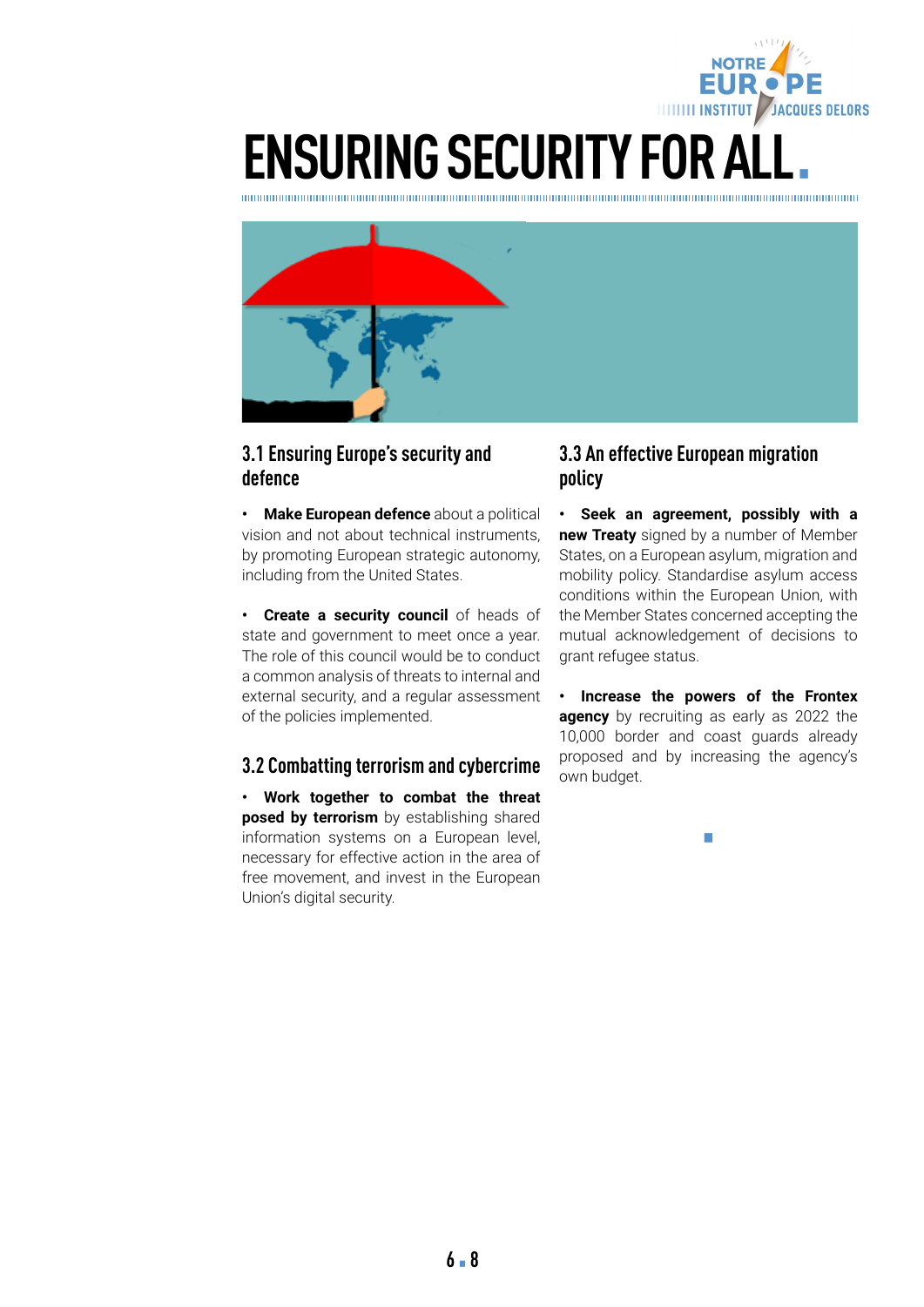# ENSURING SECURITY FOR ALL.

## 3.1 Ensuring Europe's security and defence

- **Make European defence** about a political vision and not about technical instruments, by promoting European strategic autonomy, including from the United States.

- **Create a security council** of heads of state and government to meet once a year. The role of this council would be to conduct a common analysis of threats to internal and external security, and a regular assessment of the policies implemented.

## 3.2 Combatting terrorism and cybercrime

- **Work together to combat the threat posed by terrorism** by establishing shared information systems on a European level, necessary for effective action in the area of free movement, and invest in the European Union's digital security.

## 3.3 An effective European migration policy

- **Seek an agreement, possibly with a new Treaty** signed by a number of Member States, on a European asylum, migration and mobility policy. Standardise asylum access conditions within the European Union, with the Member States concerned accepting the mutual acknowledgement of decisions to grant refugee status.

- **Increase the powers of the Frontex agency** by recruiting as early as 2022 the 10,000 border and coast guards already proposed and by increasing the agency's own budget.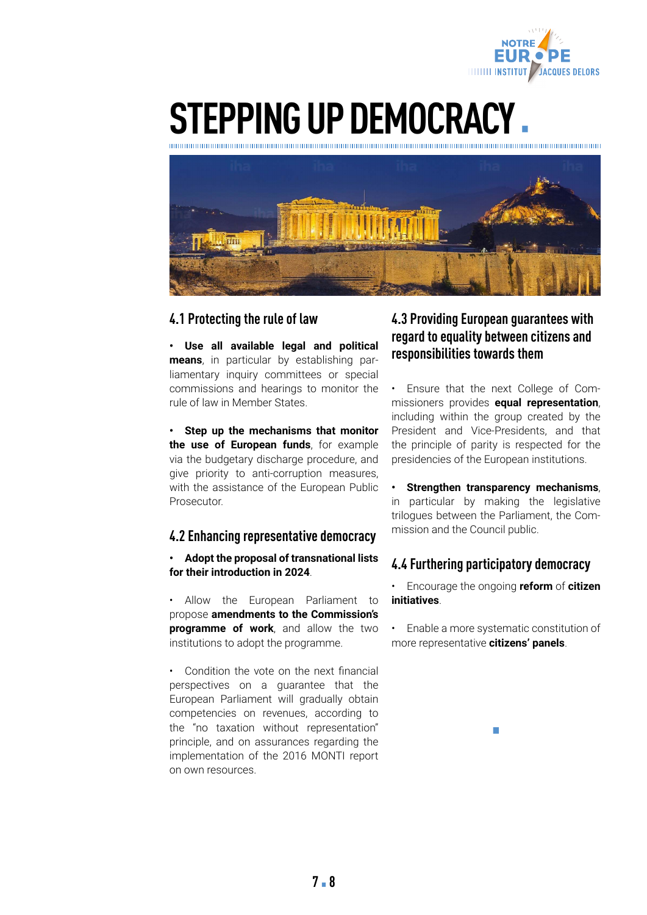# STEPPING UP DEMOCRACY

## 4.1 Protecting the rule of law

- **Use all available legal and political means**, in particular by establishing parliamentary inquiry committees or special commissions and hearings to monitor the rule of law in Member States.

- **Step up the mechanisms that monitor the use of European funds**, for example via the budgetary discharge procedure, and give priority to anti-corruption measures, with the assistance of the European Public Prosecutor.

## 4.2 Enhancing representative democracy

- **Adopt the proposal of transnational lists for their introduction in 2024**.

- Allow the European Parliament to propose **amendments to the Commission's programme of work**, and allow the two institutions to adopt the programme.

- Condition the vote on the next financial perspectives on a guarantee that the European Parliament will gradually obtain competencies on revenues, according to the "no taxation without representation" principle, and on assurances regarding the implementation of the 2016 MONTI report on own resources.

## 4.3 Providing European guarantees with regard to equality between citizens and responsibilities towards them

- Ensure that the next College of Commissioners provides **equal representation**, including within the group created by the President and Vice-Presidents, and that the principle of parity is respected for the presidencies of the European institutions.

- **Strengthen transparency mechanisms**, in particular by making the legislative trilogues between the Parliament, the Commission and the Council public.

## 4.4 Furthering participatory democracy

- Encourage the ongoing **reform** of **citizen initiatives**.

- Enable a more systematic constitution of more representative **citizens' panels**.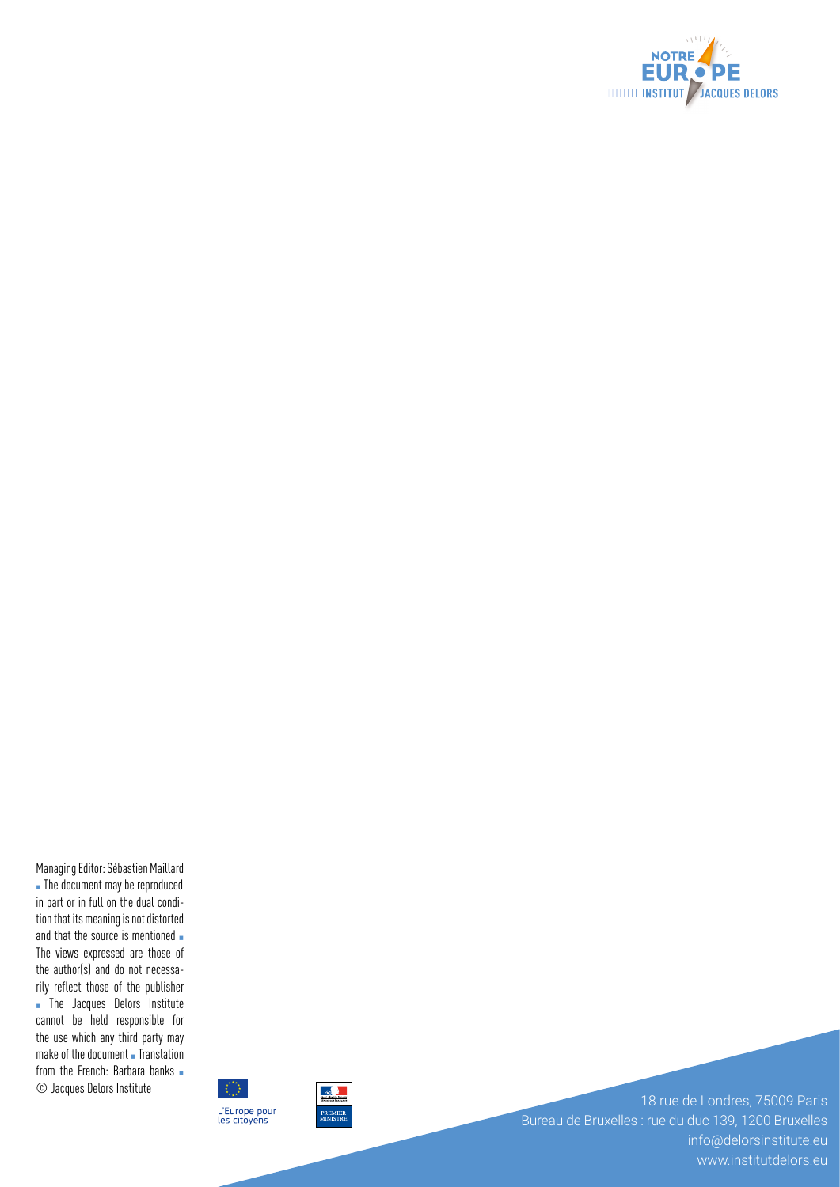Managing Editor: Sébastien Maillard ▪ The document may be reproduced in part or in full on the dual condition that its meaning is not distorted and that the source is mentioned ▪ The views expressed are those of the author(s) and do not necessarily reflect those of the publisher ▪ The Jacques Delors Institute cannot be held responsible for the use which any third party may make of the document ▪ Translation from the French: Barbara banks ▪ © Jacques Delors Institute

L'Europe pour les citoyens

PREMIER MINISTRE

18 rue de Londres, 75009 Paris
Bureau de Bruxelles : rue du duc 139, 1200 Bruxelles
info@delorsinstitute.eu
www.institutdelors.eu